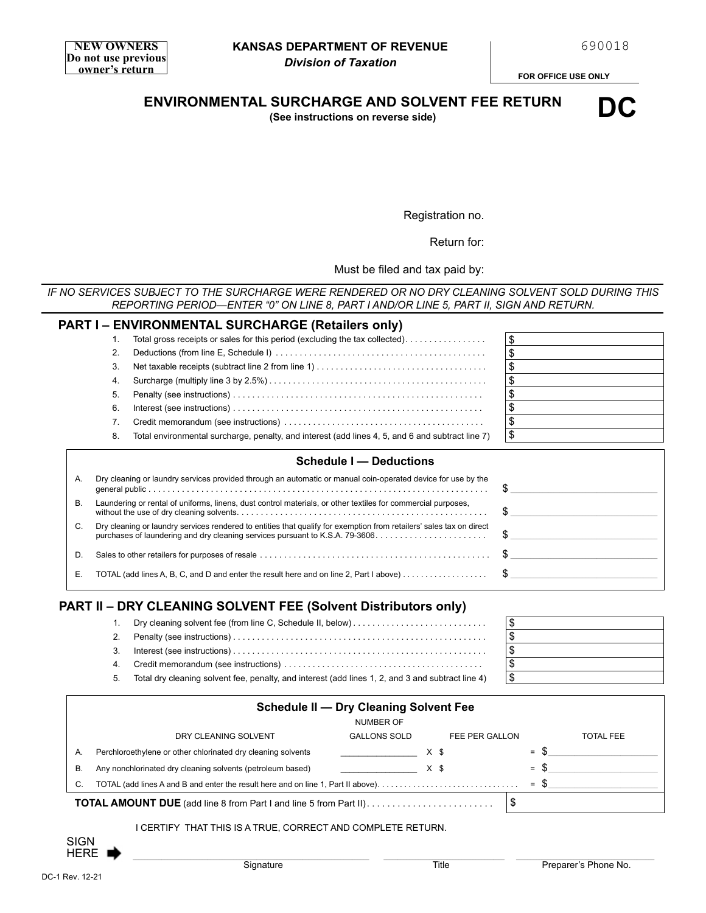**NEW OWNERS**
**Do not use previous owner's return**

**KANSAS DEPARTMENT OF REVENUE**
*Division of Taxation*

690018

**FOR OFFICE USE ONLY**

## ENVIRONMENTAL SURCHARGE AND SOLVENT FEE RETURN

**(See instructions on reverse side)**

# DC

Registration no.

Return for:

Must be filed and tax paid by:

*IF NO SERVICES SUBJECT TO THE SURCHARGE WERE RENDERED OR NO DRY CLEANING SOLVENT SOLD DURING THIS REPORTING PERIOD—ENTER "0" ON LINE 8, PART I AND/OR LINE 5, PART II, SIGN AND RETURN.*

## PART I – ENVIRONMENTAL SURCHARGE (Retailers only)

| Line | Description | Amount |
|---|---|---|
| 1. | Total gross receipts or sales for this period (excluding the tax collected) | $ |
| 2. | Deductions (from line E, Schedule I) | $ |
| 3. | Net taxable receipts (subtract line 2 from line 1) | $ |
| 4. | Surcharge (multiply line 3 by 2.5%) | $ |
| 5. | Penalty (see instructions) | $ |
| 6. | Interest (see instructions) | $ |
| 7. | Credit memorandum (see instructions) | $ |
| 8. | Total environmental surcharge, penalty, and interest (add lines 4, 5, and 6 and subtract line 7) | $ |

### Schedule I — Deductions

| Line | Description | Amount |
|---|---|---|
| A. | Dry cleaning or laundry services provided through an automatic or manual coin-operated device for use by the general public | $ |
| B. | Laundering or rental of uniforms, linens, dust control materials, or other textiles for commercial purposes, without the use of dry cleaning solvents | $ |
| C. | Dry cleaning or laundry services rendered to entities that qualify for exemption from retailers' sales tax on direct purchases of laundering and dry cleaning services pursuant to K.S.A. 79-3606 | $ |
| D. | Sales to other retailers for purposes of resale | $ |
| E. | TOTAL (add lines A, B, C, and D and enter the result here and on line 2, Part I above) | $ |

## PART II – DRY CLEANING SOLVENT FEE (Solvent Distributors only)

| Line | Description | Amount |
|---|---|---|
| 1. | Dry cleaning solvent fee (from line C, Schedule II, below) | $ |
| 2. | Penalty (see instructions) | $ |
| 3. | Interest (see instructions) | $ |
| 4. | Credit memorandum (see instructions) | $ |
| 5. | Total dry cleaning solvent fee, penalty, and interest (add lines 1, 2, and 3 and subtract line 4) | $ |

### Schedule II — Dry Cleaning Solvent Fee

| | DRY CLEANING SOLVENT | NUMBER OF GALLONS SOLD | FEE PER GALLON | TOTAL FEE |
|---|---|---|---|---|
| A. | Perchloroethylene or other chlorinated dry cleaning solvents | ______ | X $ | = $ |
| B. | Any nonchlorinated dry cleaning solvents (petroleum based) | ______ | X $ | = $ |
| C. | TOTAL (add lines A and B and enter the result here and on line 1, Part II above) | | | = $ |

**TOTAL AMOUNT DUE** (add line 8 from Part I and line 5 from Part II) $

I CERTIFY THAT THIS IS A TRUE, CORRECT AND COMPLETE RETURN.

SIGN HERE ➡

| Signature | Title | Preparer's Phone No. |
|---|---|---|
| | | |

DC-1 Rev. 12-21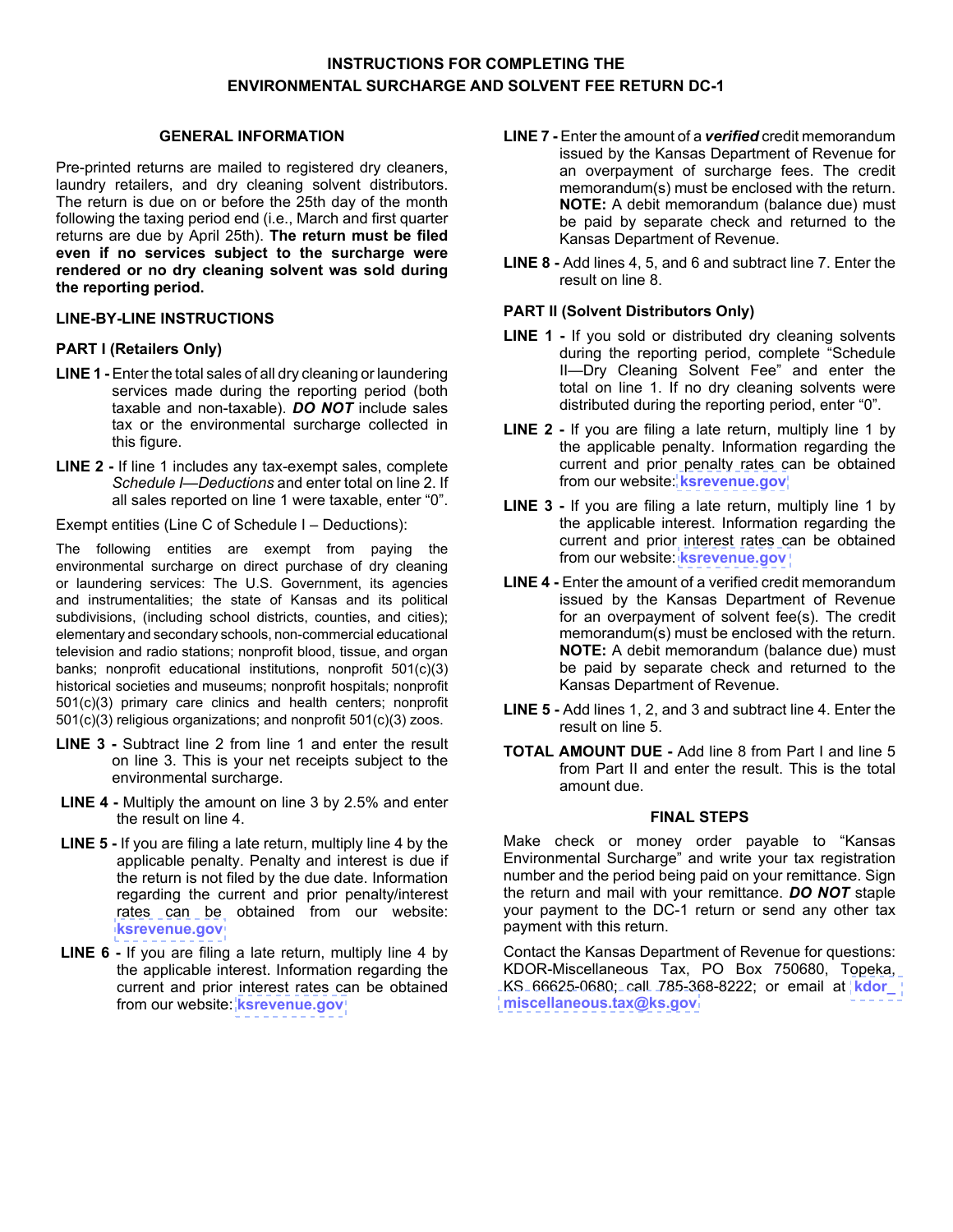# INSTRUCTIONS FOR COMPLETING THE ENVIRONMENTAL SURCHARGE AND SOLVENT FEE RETURN DC-1

## GENERAL INFORMATION

Pre-printed returns are mailed to registered dry cleaners, laundry retailers, and dry cleaning solvent distributors. The return is due on or before the 25th day of the month following the taxing period end (i.e., March and first quarter returns are due by April 25th). **The return must be filed even if no services subject to the surcharge were rendered or no dry cleaning solvent was sold during the reporting period.**

## LINE-BY-LINE INSTRUCTIONS

### PART I (Retailers Only)

**LINE 1 -** Enter the total sales of all dry cleaning or laundering services made during the reporting period (both taxable and non-taxable). ***DO NOT*** include sales tax or the environmental surcharge collected in this figure.

**LINE 2 -** If line 1 includes any tax-exempt sales, complete *Schedule I—Deductions* and enter total on line 2. If all sales reported on line 1 were taxable, enter "0".

Exempt entities (Line C of Schedule I – Deductions):

The following entities are exempt from paying the environmental surcharge on direct purchase of dry cleaning or laundering services: The U.S. Government, its agencies and instrumentalities; the state of Kansas and its political subdivisions, (including school districts, counties, and cities); elementary and secondary schools, non-commercial educational television and radio stations; nonprofit blood, tissue, and organ banks; nonprofit educational institutions, nonprofit 501(c)(3) historical societies and museums; nonprofit hospitals; nonprofit 501(c)(3) primary care clinics and health centers; nonprofit 501(c)(3) religious organizations; and nonprofit 501(c)(3) zoos.

**LINE 3 -** Subtract line 2 from line 1 and enter the result on line 3. This is your net receipts subject to the environmental surcharge.

**LINE 4 -** Multiply the amount on line 3 by 2.5% and enter the result on line 4.

**LINE 5 -** If you are filing a late return, multiply line 4 by the applicable penalty. Penalty and interest is due if the return is not filed by the due date. Information regarding the current and prior penalty/interest rates can be obtained from our website: ksrevenue.gov

**LINE 6 -** If you are filing a late return, multiply line 4 by the applicable interest. Information regarding the current and prior interest rates can be obtained from our website: ksrevenue.gov

**LINE 7 -** Enter the amount of a ***verified*** credit memorandum issued by the Kansas Department of Revenue for an overpayment of surcharge fees. The credit memorandum(s) must be enclosed with the return. **NOTE:** A debit memorandum (balance due) must be paid by separate check and returned to the Kansas Department of Revenue.

**LINE 8 -** Add lines 4, 5, and 6 and subtract line 7. Enter the result on line 8.

### PART II (Solvent Distributors Only)

**LINE 1 -** If you sold or distributed dry cleaning solvents during the reporting period, complete "Schedule II—Dry Cleaning Solvent Fee" and enter the total on line 1. If no dry cleaning solvents were distributed during the reporting period, enter "0".

**LINE 2 -** If you are filing a late return, multiply line 1 by the applicable penalty. Information regarding the current and prior penalty rates can be obtained from our website: ksrevenue.gov

**LINE 3 -** If you are filing a late return, multiply line 1 by the applicable interest. Information regarding the current and prior interest rates can be obtained from our website: ksrevenue.gov

**LINE 4 -** Enter the amount of a verified credit memorandum issued by the Kansas Department of Revenue for an overpayment of solvent fee(s). The credit memorandum(s) must be enclosed with the return. **NOTE:** A debit memorandum (balance due) must be paid by separate check and returned to the Kansas Department of Revenue.

**LINE 5 -** Add lines 1, 2, and 3 and subtract line 4. Enter the result on line 5.

**TOTAL AMOUNT DUE -** Add line 8 from Part I and line 5 from Part II and enter the result. This is the total amount due.

## FINAL STEPS

Make check or money order payable to "Kansas Environmental Surcharge" and write your tax registration number and the period being paid on your remittance. Sign the return and mail with your remittance. ***DO NOT*** staple your payment to the DC-1 return or send any other tax payment with this return.

Contact the Kansas Department of Revenue for questions: KDOR-Miscellaneous Tax, PO Box 750680, Topeka, KS 66625-0680; call 785-368-8222; or email at kdor_miscellaneous.tax@ks.gov